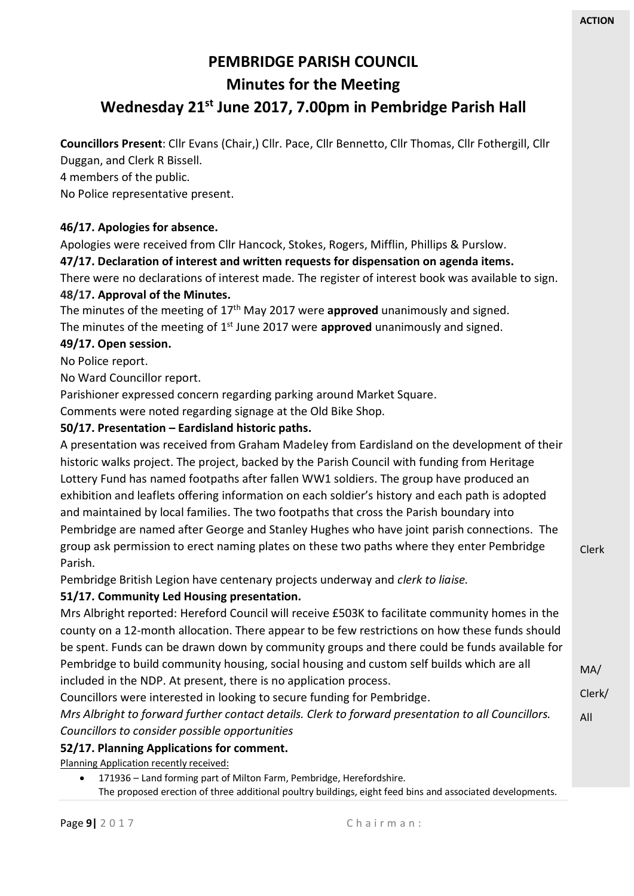ACTION

# PEMBRIDGE PARISH COUNCIL

## Minutes for the Meeting

## Wednesday 21st June 2017, 7.00pm in Pembridge Parish Hall

**Councillors Present**: Cllr Evans (Chair,) Cllr. Pace, Cllr Bennetto, Cllr Thomas, Cllr Fothergill, Cllr Duggan, and Clerk R Bissell.
4 members of the public.
No Police representative present.

**46/17. Apologies for absence.**

Apologies were received from Cllr Hancock, Stokes, Rogers, Mifflin, Phillips & Purslow.

**47/17. Declaration of interest and written requests for dispensation on agenda items.**

There were no declarations of interest made. The register of interest book was available to sign.

**48/17. Approval of the Minutes.**

The minutes of the meeting of 17th May 2017 were **approved** unanimously and signed.
The minutes of the meeting of 1st June 2017 were **approved** unanimously and signed.

**49/17. Open session.**

No Police report.
No Ward Councillor report.
Parishioner expressed concern regarding parking around Market Square.
Comments were noted regarding signage at the Old Bike Shop.

**50/17. Presentation – Eardisland historic paths.**

A presentation was received from Graham Madeley from Eardisland on the development of their historic walks project. The project, backed by the Parish Council with funding from Heritage Lottery Fund has named footpaths after fallen WW1 soldiers. The group have produced an exhibition and leaflets offering information on each soldier's history and each path is adopted and maintained by local families. The two footpaths that cross the Parish boundary into Pembridge are named after George and Stanley Hughes who have joint parish connections. The group ask permission to erect naming plates on these two paths where they enter Pembridge Parish.

Pembridge British Legion have centenary projects underway and *clerk to liaise.* — Clerk

**51/17. Community Led Housing presentation.**

Mrs Albright reported: Hereford Council will receive £503K to facilitate community homes in the county on a 12-month allocation. There appear to be few restrictions on how these funds should be spent. Funds can be drawn down by community groups and there could be funds available for Pembridge to build community housing, social housing and custom self builds which are all included in the NDP. At present, there is no application process.

Councillors were interested in looking to secure funding for Pembridge.

*Mrs Albright to forward further contact details. Clerk to forward presentation to all Councillors. Councillors to consider possible opportunities* — MA/ Clerk/ All

**52/17. Planning Applications for comment.**

Planning Application recently received:

- 171936 – Land forming part of Milton Farm, Pembridge, Herefordshire.
  The proposed erection of three additional poultry buildings, eight feed bins and associated developments.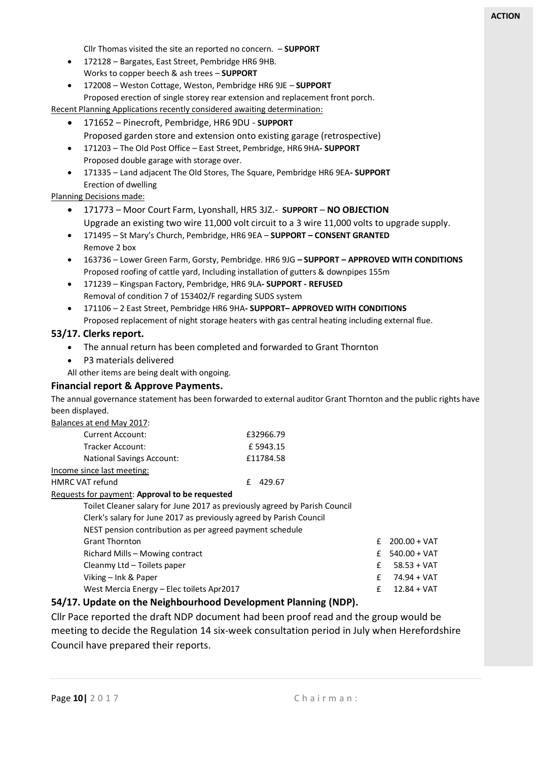**ACTION**

Cllr Thomas visited the site an reported no concern. – **SUPPORT**

- 172128 – Bargates, East Street, Pembridge HR6 9HB.
  Works to copper beech & ash trees – **SUPPORT**
- 172008 – Weston Cottage, Weston, Pembridge HR6 9JE – **SUPPORT**
  Proposed erection of single storey rear extension and replacement front porch.

Recent Planning Applications recently considered awaiting determination:

- 171652 – Pinecroft, Pembridge, HR6 9DU - **SUPPORT**
  Proposed garden store and extension onto existing garage (retrospective)
- 171203 – The Old Post Office – East Street, Pembridge, HR6 9HA**- SUPPORT**
  Proposed double garage with storage over.
- 171335 – Land adjacent The Old Stores, The Square, Pembridge HR6 9EA**- SUPPORT**
  Erection of dwelling

Planning Decisions made:

- 171773 – Moor Court Farm, Lyonshall, HR5 3JZ.- **SUPPORT** – **NO OBJECTION**
  Upgrade an existing two wire 11,000 volt circuit to a 3 wire 11,000 volts to upgrade supply.
- 171495 – St Mary's Church, Pembridge, HR6 9EA – **SUPPORT – CONSENT GRANTED**
  Remove 2 box
- 163736 – Lower Green Farm, Gorsty, Pembridge. HR6 9JG **– SUPPORT – APPROVED WITH CONDITIONS**
  Proposed roofing of cattle yard, Including installation of gutters & downpipes 155m
- 171239 – Kingspan Factory, Pembridge, HR6 9LA**- SUPPORT - REFUSED**
  Removal of condition 7 of 153402/F regarding SUDS system
- 171106 – 2 East Street, Pembridge HR6 9HA**- SUPPORT– APPROVED WITH CONDITIONS**
  Proposed replacement of night storage heaters with gas central heating including external flue.

### 53/17. Clerks report.

- The annual return has been completed and forwarded to Grant Thornton
- P3 materials delivered

All other items are being dealt with ongoing.

### Financial report & Approve Payments.

The annual governance statement has been forwarded to external auditor Grant Thornton and the public rights have been displayed.

Balances at end May 2017:

| | |
|---|---|
| Current Account: | £32966.79 |
| Tracker Account: | £ 5943.15 |
| National Savings Account: | £11784.58 |

Income since last meeting:

| | |
|---|---|
| HMRC VAT refund | £ 429.67 |

Requests for payment: **Approval to be requested**

| | |
|---|---|
| Toilet Cleaner salary for June 2017 as previously agreed by Parish Council | |
| Clerk's salary for June 2017 as previously agreed by Parish Council | |
| NEST pension contribution as per agreed payment schedule | |
| Grant Thornton | £ 200.00 + VAT |
| Richard Mills – Mowing contract | £ 540.00 + VAT |
| Cleanmy Ltd – Toilets paper | £ 58.53 + VAT |
| Viking – Ink & Paper | £ 74.94 + VAT |
| West Mercia Energy – Elec toilets Apr2017 | £ 12.84 + VAT |

### 54/17. Update on the Neighbourhood Development Planning (NDP).

Cllr Pace reported the draft NDP document had been proof read and the group would be meeting to decide the Regulation 14 six-week consultation period in July when Herefordshire Council have prepared their reports.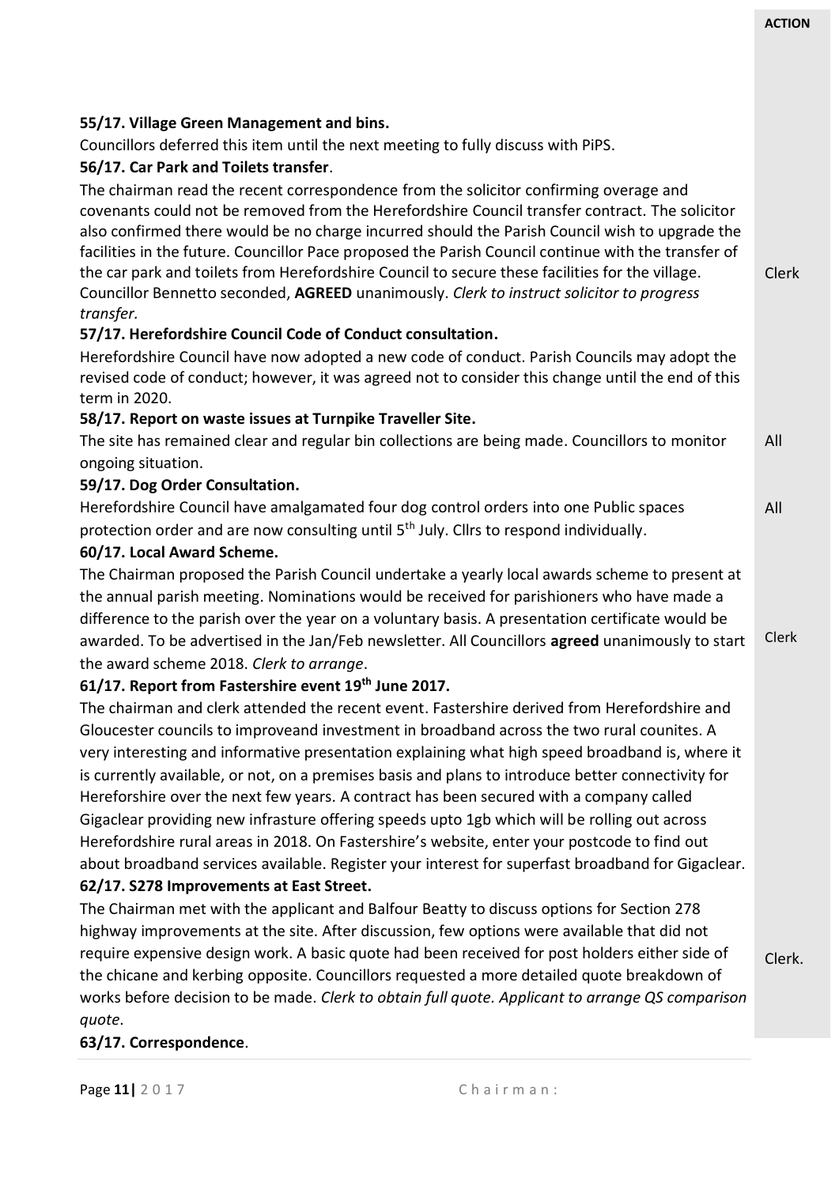**ACTION**

**55/17. Village Green Management and bins.**

Councillors deferred this item until the next meeting to fully discuss with PiPS.

**56/17. Car Park and Toilets transfer**.

The chairman read the recent correspondence from the solicitor confirming overage and covenants could not be removed from the Herefordshire Council transfer contract. The solicitor also confirmed there would be no charge incurred should the Parish Council wish to upgrade the facilities in the future. Councillor Pace proposed the Parish Council continue with the transfer of the car park and toilets from Herefordshire Council to secure these facilities for the village. Councillor Bennetto seconded, **AGREED** unanimously. *Clerk to instruct solicitor to progress transfer.* — Clerk

**57/17. Herefordshire Council Code of Conduct consultation.**

Herefordshire Council have now adopted a new code of conduct. Parish Councils may adopt the revised code of conduct; however, it was agreed not to consider this change until the end of this term in 2020.

**58/17. Report on waste issues at Turnpike Traveller Site.**

The site has remained clear and regular bin collections are being made. Councillors to monitor ongoing situation. — All

**59/17. Dog Order Consultation.**

Herefordshire Council have amalgamated four dog control orders into one Public spaces protection order and are now consulting until 5th July. Cllrs to respond individually. — All

**60/17. Local Award Scheme.**

The Chairman proposed the Parish Council undertake a yearly local awards scheme to present at the annual parish meeting. Nominations would be received for parishioners who have made a difference to the parish over the year on a voluntary basis. A presentation certificate would be awarded. To be advertised in the Jan/Feb newsletter. All Councillors **agreed** unanimously to start the award scheme 2018. *Clerk to arrange*. — Clerk

**61/17. Report from Fastershire event 19th June 2017.**

The chairman and clerk attended the recent event. Fastershire derived from Herefordshire and Gloucester councils to improveand investment in broadband across the two rural counites. A very interesting and informative presentation explaining what high speed broadband is, where it is currently available, or not, on a premises basis and plans to introduce better connectivity for Hereforshire over the next few years. A contract has been secured with a company called Gigaclear providing new infrasture offering speeds upto 1gb which will be rolling out across Herefordshire rural areas in 2018. On Fastershire's website, enter your postcode to find out about broadband services available. Register your interest for superfast broadband for Gigaclear.

**62/17. S278 Improvements at East Street.**

The Chairman met with the applicant and Balfour Beatty to discuss options for Section 278 highway improvements at the site. After discussion, few options were available that did not require expensive design work. A basic quote had been received for post holders either side of the chicane and kerbing opposite. Councillors requested a more detailed quote breakdown of works before decision to be made. *Clerk to obtain full quote. Applicant to arrange QS comparison quote*. — Clerk.

**63/17. Correspondence**.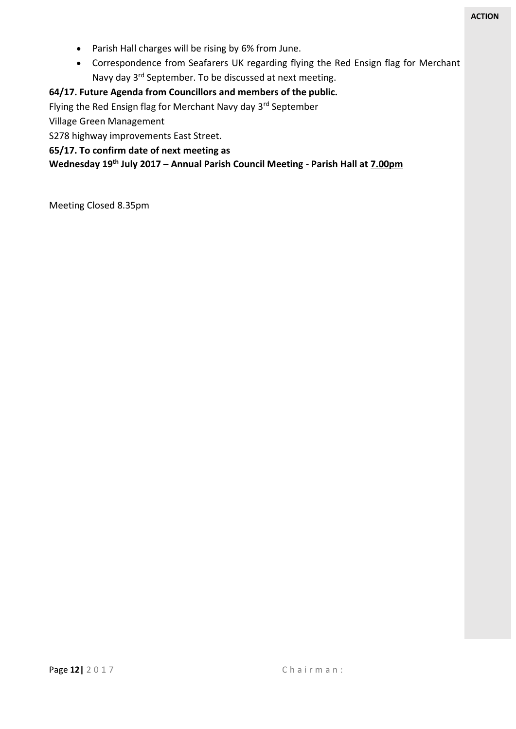- Parish Hall charges will be rising by 6% from June.
- Correspondence from Seafarers UK regarding flying the Red Ensign flag for Merchant Navy day 3rd September. To be discussed at next meeting.

**64/17. Future Agenda from Councillors and members of the public.**

Flying the Red Ensign flag for Merchant Navy day 3rd September

Village Green Management

S278 highway improvements East Street.

**65/17. To confirm date of next meeting as**

**Wednesday 19th July 2017 – Annual Parish Council Meeting - Parish Hall at 7.00pm**

Meeting Closed 8.35pm